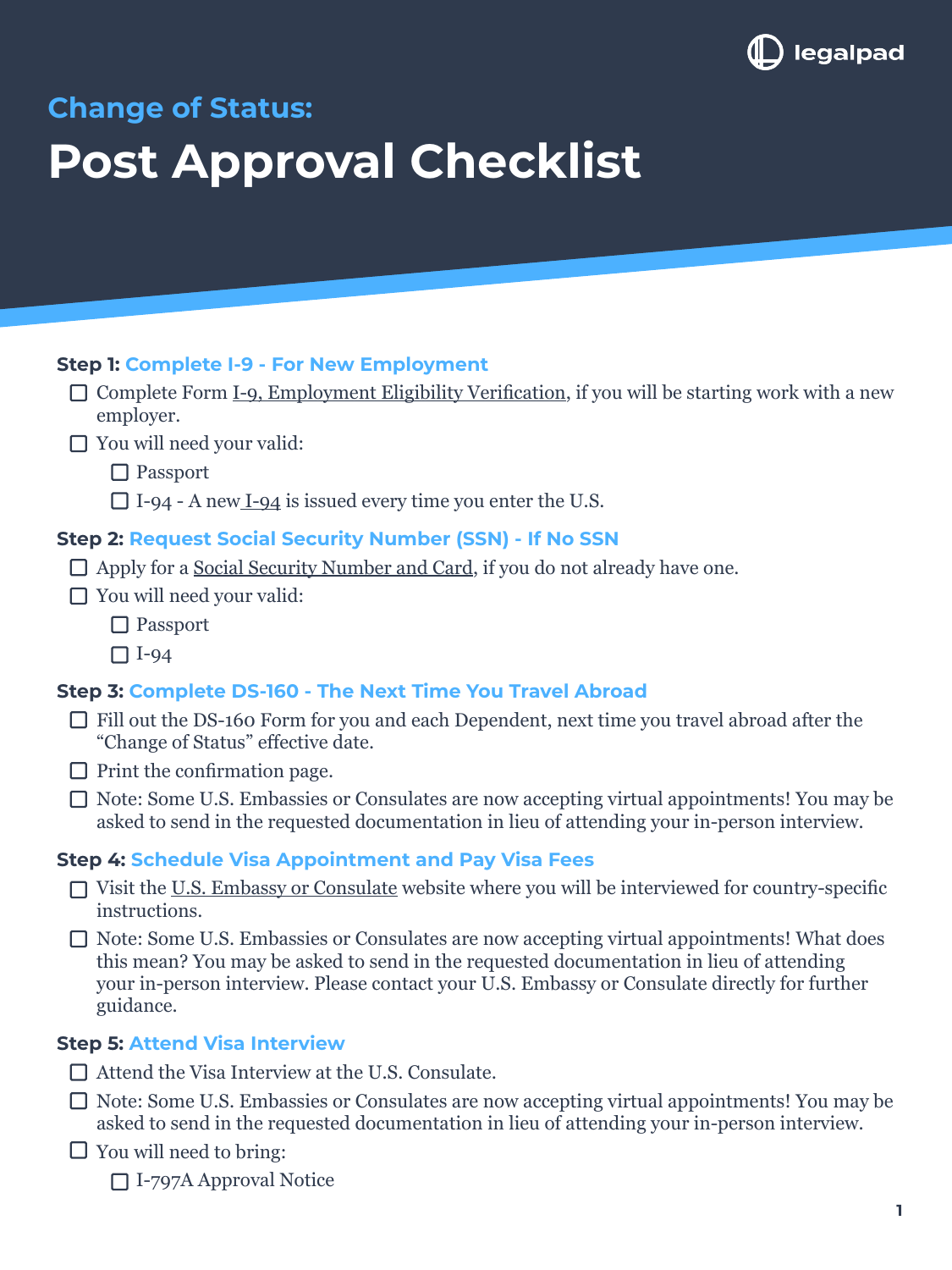legalpad

## Change of Status:

# Post Approval Checklist

### Step 1: Complete I-9 - For New Employment

- [ ] Complete Form I-9, Employment Eligibility Verification, if you will be starting work with a new employer.
- [ ] You will need your valid:
  - [ ] Passport
  - [ ] I-94 - A new I-94 is issued every time you enter the U.S.

### Step 2: Request Social Security Number (SSN) - If No SSN

- [ ] Apply for a Social Security Number and Card, if you do not already have one.
- [ ] You will need your valid:
  - [ ] Passport
  - [ ] I-94

### Step 3: Complete DS-160 - The Next Time You Travel Abroad

- [ ] Fill out the DS-160 Form for you and each Dependent, next time you travel abroad after the "Change of Status" effective date.
- [ ] Print the confirmation page.
- [ ] Note: Some U.S. Embassies or Consulates are now accepting virtual appointments! You may be asked to send in the requested documentation in lieu of attending your in-person interview.

### Step 4: Schedule Visa Appointment and Pay Visa Fees

- [ ] Visit the U.S. Embassy or Consulate website where you will be interviewed for country-specific instructions.
- [ ] Note: Some U.S. Embassies or Consulates are now accepting virtual appointments! What does this mean? You may be asked to send in the requested documentation in lieu of attending your in-person interview. Please contact your U.S. Embassy or Consulate directly for further guidance.

### Step 5: Attend Visa Interview

- [ ] Attend the Visa Interview at the U.S. Consulate.
- [ ] Note: Some U.S. Embassies or Consulates are now accepting virtual appointments! You may be asked to send in the requested documentation in lieu of attending your in-person interview.
- [ ] You will need to bring:
  - [ ] I-797A Approval Notice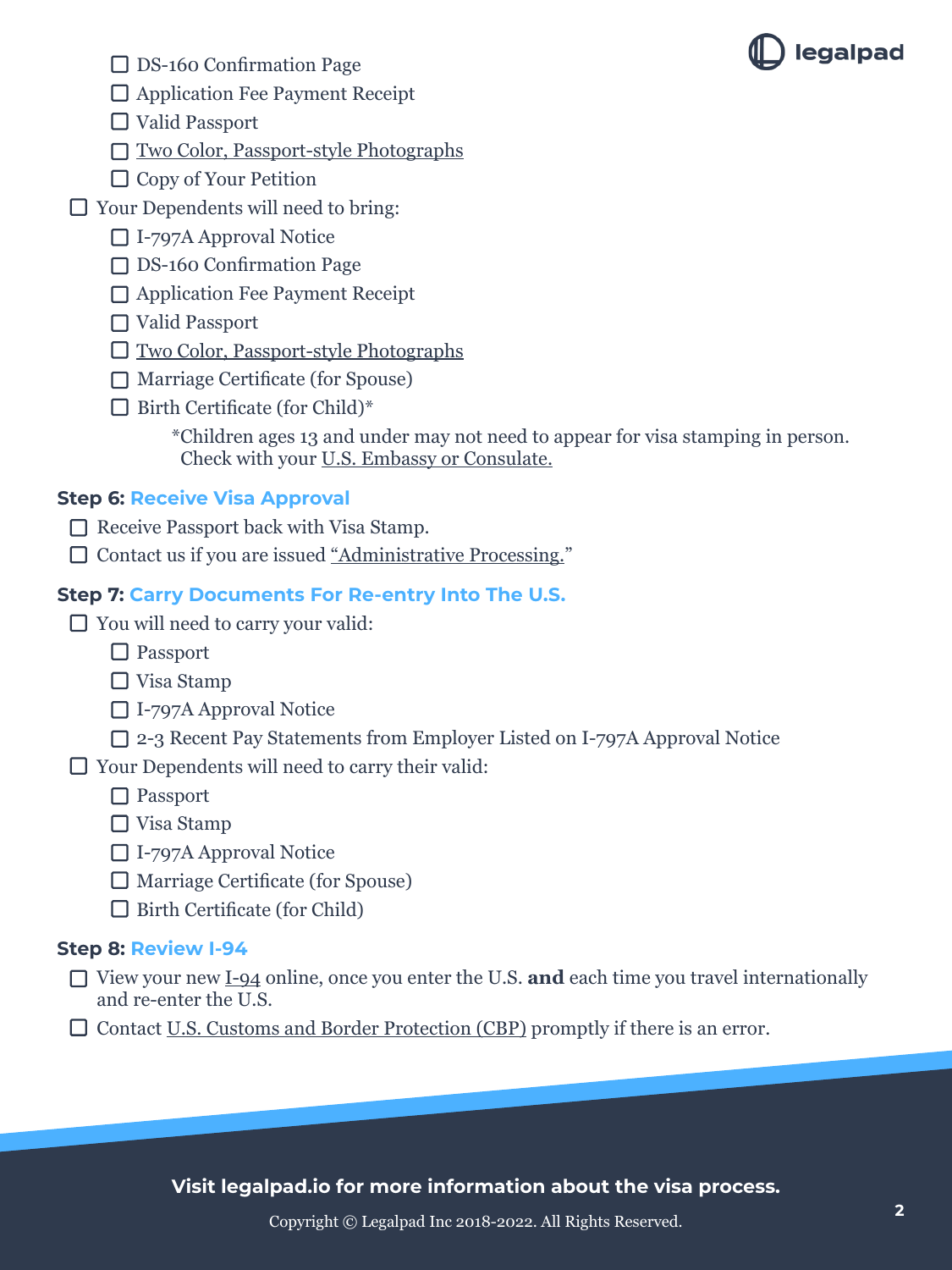- ☐ DS-160 Confirmation Page
- ☐ Application Fee Payment Receipt
- ☐ Valid Passport
- ☐ Two Color, Passport-style Photographs
- ☐ Copy of Your Petition

- ☐ Your Dependents will need to bring:
  - ☐ I-797A Approval Notice
  - ☐ DS-160 Confirmation Page
  - ☐ Application Fee Payment Receipt
  - ☐ Valid Passport
  - ☐ Two Color, Passport-style Photographs
  - ☐ Marriage Certificate (for Spouse)
  - ☐ Birth Certificate (for Child)*

    *Children ages 13 and under may not need to appear for visa stamping in person. Check with your U.S. Embassy or Consulate.

### Step 6: Receive Visa Approval

- ☐ Receive Passport back with Visa Stamp.
- ☐ Contact us if you are issued "Administrative Processing."

### Step 7: Carry Documents For Re-entry Into The U.S.

- ☐ You will need to carry your valid:
  - ☐ Passport
  - ☐ Visa Stamp
  - ☐ I-797A Approval Notice
  - ☐ 2-3 Recent Pay Statements from Employer Listed on I-797A Approval Notice
- ☐ Your Dependents will need to carry their valid:
  - ☐ Passport
  - ☐ Visa Stamp
  - ☐ I-797A Approval Notice
  - ☐ Marriage Certificate (for Spouse)
  - ☐ Birth Certificate (for Child)

### Step 8: Review I-94

- ☐ View your new I-94 online, once you enter the U.S. **and** each time you travel internationally and re-enter the U.S.
- ☐ Contact U.S. Customs and Border Protection (CBP) promptly if there is an error.

**Visit legalpad.io for more information about the visa process.**

Copyright © Legalpad Inc 2018-2022. All Rights Reserved.